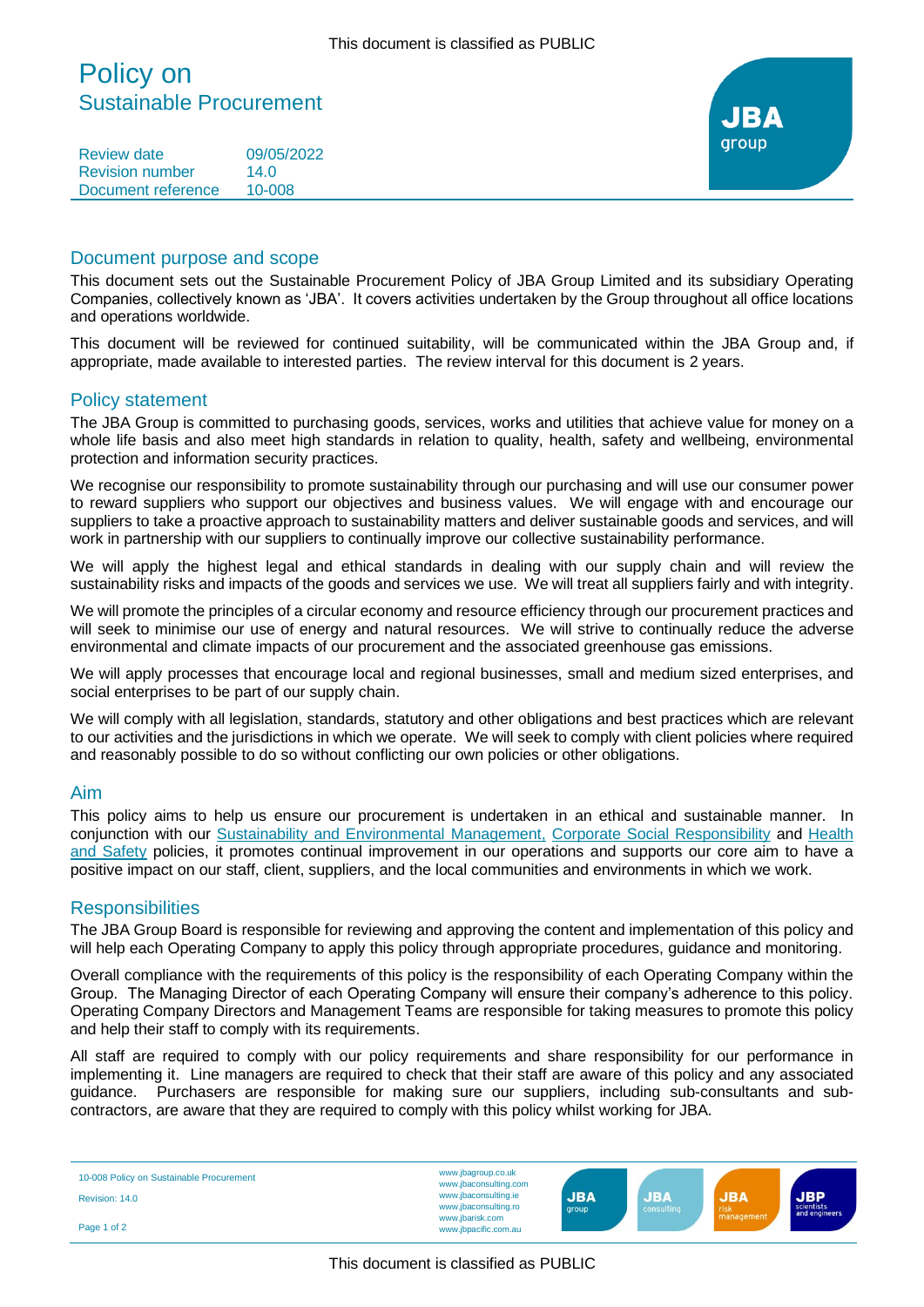# Policy on
## Sustainable Procurement

| | |
|---|---|
| Review date | 09/05/2022 |
| Revision number | 14.0 |
| Document reference | 10-008 |

## Document purpose and scope

This document sets out the Sustainable Procurement Policy of JBA Group Limited and its subsidiary Operating Companies, collectively known as 'JBA'. It covers activities undertaken by the Group throughout all office locations and operations worldwide.

This document will be reviewed for continued suitability, will be communicated within the JBA Group and, if appropriate, made available to interested parties. The review interval for this document is 2 years.

## Policy statement

The JBA Group is committed to purchasing goods, services, works and utilities that achieve value for money on a whole life basis and also meet high standards in relation to quality, health, safety and wellbeing, environmental protection and information security practices.

We recognise our responsibility to promote sustainability through our purchasing and will use our consumer power to reward suppliers who support our objectives and business values. We will engage with and encourage our suppliers to take a proactive approach to sustainability matters and deliver sustainable goods and services, and will work in partnership with our suppliers to continually improve our collective sustainability performance.

We will apply the highest legal and ethical standards in dealing with our supply chain and will review the sustainability risks and impacts of the goods and services we use. We will treat all suppliers fairly and with integrity.

We will promote the principles of a circular economy and resource efficiency through our procurement practices and will seek to minimise our use of energy and natural resources. We will strive to continually reduce the adverse environmental and climate impacts of our procurement and the associated greenhouse gas emissions.

We will apply processes that encourage local and regional businesses, small and medium sized enterprises, and social enterprises to be part of our supply chain.

We will comply with all legislation, standards, statutory and other obligations and best practices which are relevant to our activities and the jurisdictions in which we operate. We will seek to comply with client policies where required and reasonably possible to do so without conflicting our own policies or other obligations.

## Aim

This policy aims to help us ensure our procurement is undertaken in an ethical and sustainable manner. In conjunction with our Sustainability and Environmental Management, Corporate Social Responsibility and Health and Safety policies, it promotes continual improvement in our operations and supports our core aim to have a positive impact on our staff, client, suppliers, and the local communities and environments in which we work.

## Responsibilities

The JBA Group Board is responsible for reviewing and approving the content and implementation of this policy and will help each Operating Company to apply this policy through appropriate procedures, guidance and monitoring.

Overall compliance with the requirements of this policy is the responsibility of each Operating Company within the Group. The Managing Director of each Operating Company will ensure their company's adherence to this policy. Operating Company Directors and Management Teams are responsible for taking measures to promote this policy and help their staff to comply with its requirements.

All staff are required to comply with our policy requirements and share responsibility for our performance in implementing it. Line managers are required to check that their staff are aware of this policy and any associated guidance. Purchasers are responsible for making sure our suppliers, including sub-consultants and sub-contractors, are aware that they are required to comply with this policy whilst working for JBA.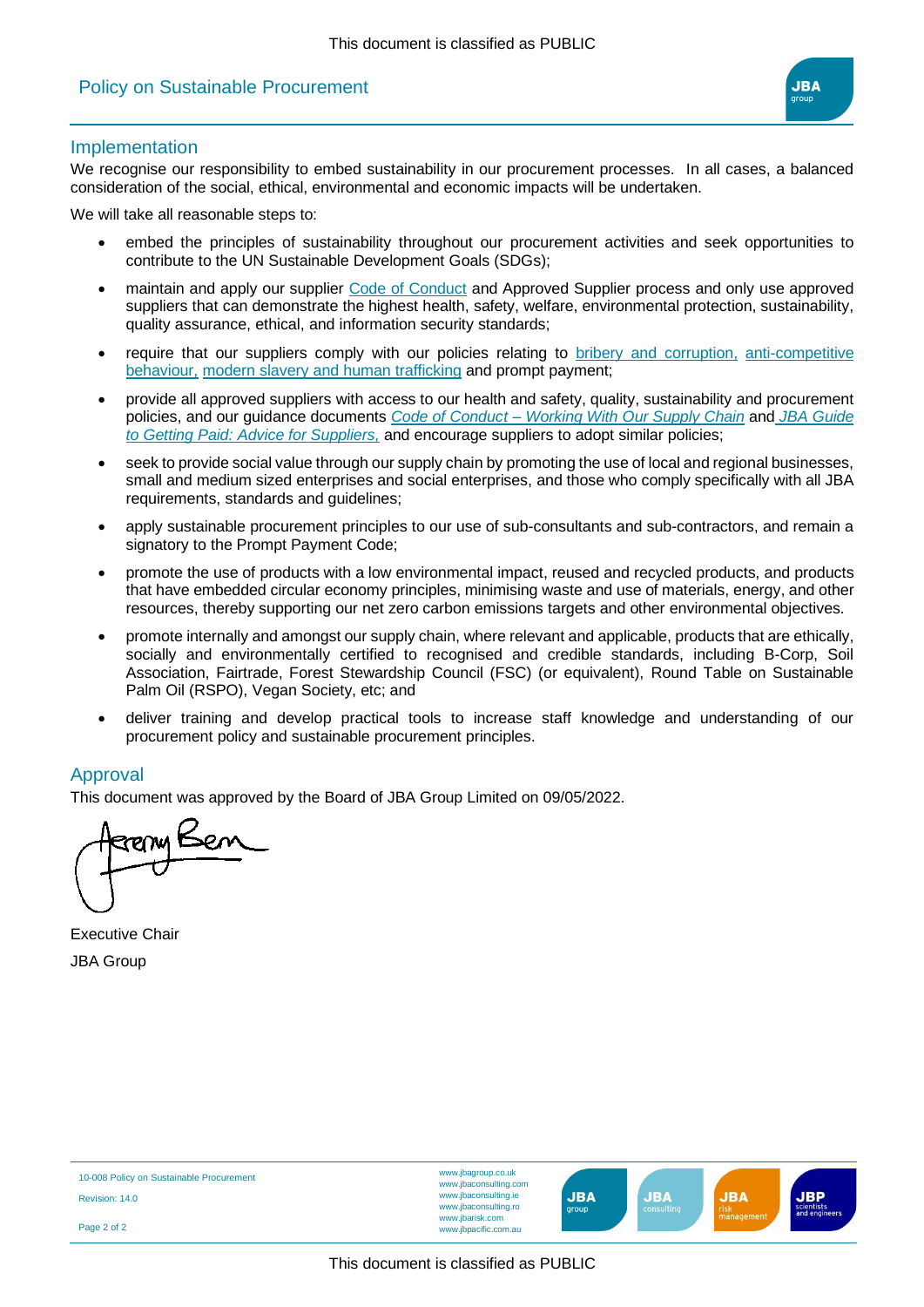## Implementation

We recognise our responsibility to embed sustainability in our procurement processes. In all cases, a balanced consideration of the social, ethical, environmental and economic impacts will be undertaken.

We will take all reasonable steps to:

- embed the principles of sustainability throughout our procurement activities and seek opportunities to contribute to the UN Sustainable Development Goals (SDGs);
- maintain and apply our supplier Code of Conduct and Approved Supplier process and only use approved suppliers that can demonstrate the highest health, safety, welfare, environmental protection, sustainability, quality assurance, ethical, and information security standards;
- require that our suppliers comply with our policies relating to bribery and corruption, anti-competitive behaviour, modern slavery and human trafficking and prompt payment;
- provide all approved suppliers with access to our health and safety, quality, sustainability and procurement policies, and our guidance documents *Code of Conduct – Working With Our Supply Chain* and *JBA Guide to Getting Paid: Advice for Suppliers,* and encourage suppliers to adopt similar policies;
- seek to provide social value through our supply chain by promoting the use of local and regional businesses, small and medium sized enterprises and social enterprises, and those who comply specifically with all JBA requirements, standards and guidelines;
- apply sustainable procurement principles to our use of sub-consultants and sub-contractors, and remain a signatory to the Prompt Payment Code;
- promote the use of products with a low environmental impact, reused and recycled products, and products that have embedded circular economy principles, minimising waste and use of materials, energy, and other resources, thereby supporting our net zero carbon emissions targets and other environmental objectives.
- promote internally and amongst our supply chain, where relevant and applicable, products that are ethically, socially and environmentally certified to recognised and credible standards, including B-Corp, Soil Association, Fairtrade, Forest Stewardship Council (FSC) (or equivalent), Round Table on Sustainable Palm Oil (RSPO), Vegan Society, etc; and
- deliver training and develop practical tools to increase staff knowledge and understanding of our procurement policy and sustainable procurement principles.

## Approval

This document was approved by the Board of JBA Group Limited on 09/05/2022.

Jeremy Benn

Executive Chair

JBA Group